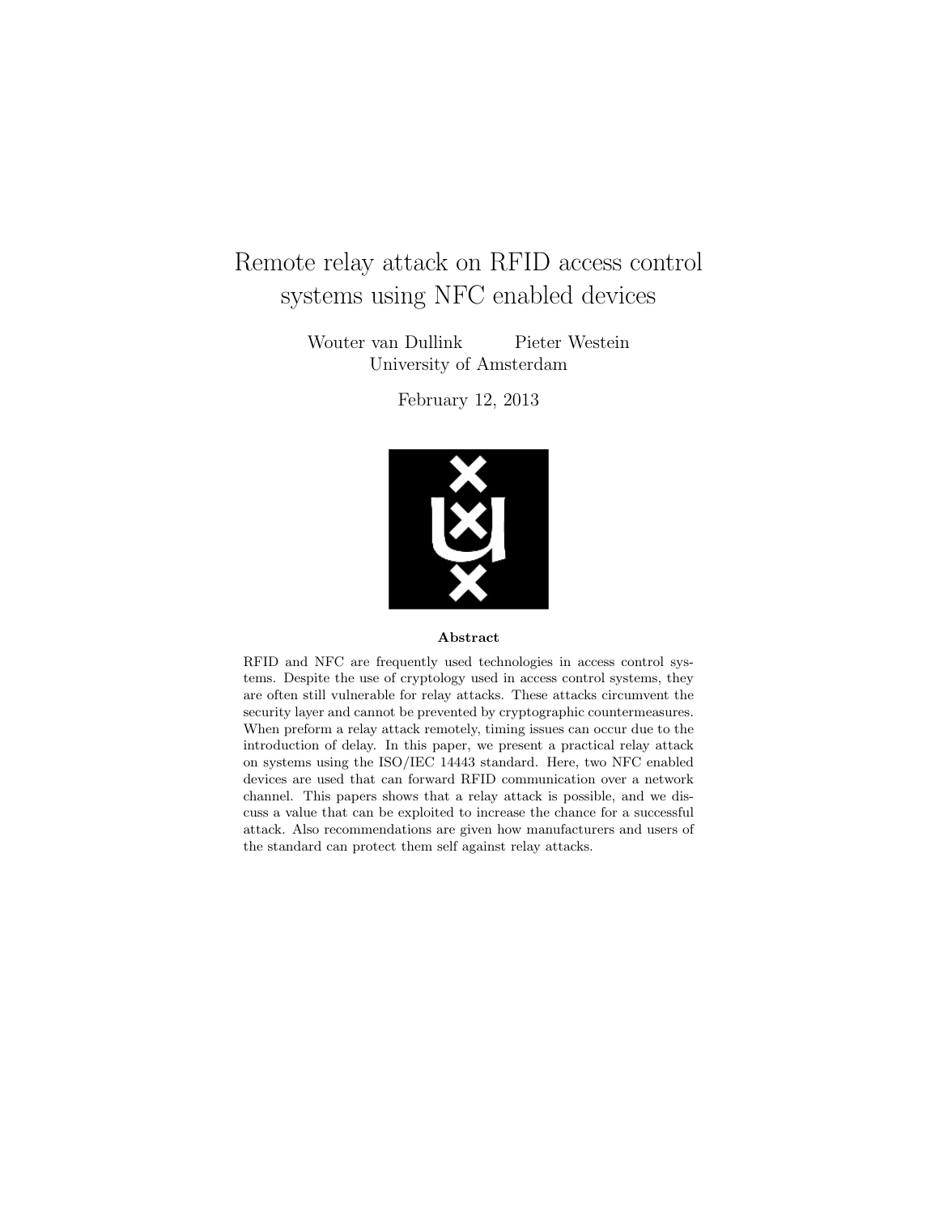# Remote relay attack on RFID access control systems using NFC enabled devices

Wouter van Dullink    Pieter Westein

University of Amsterdam

February 12, 2013

**Abstract**

RFID and NFC are frequently used technologies in access control systems. Despite the use of cryptology used in access control systems, they are often still vulnerable for relay attacks. These attacks circumvent the security layer and cannot be prevented by cryptographic countermeasures. When preform a relay attack remotely, timing issues can occur due to the introduction of delay. In this paper, we present a practical relay attack on systems using the ISO/IEC 14443 standard. Here, two NFC enabled devices are used that can forward RFID communication over a network channel. This papers shows that a relay attack is possible, and we discuss a value that can be exploited to increase the chance for a successful attack. Also recommendations are given how manufacturers and users of the standard can protect them self against relay attacks.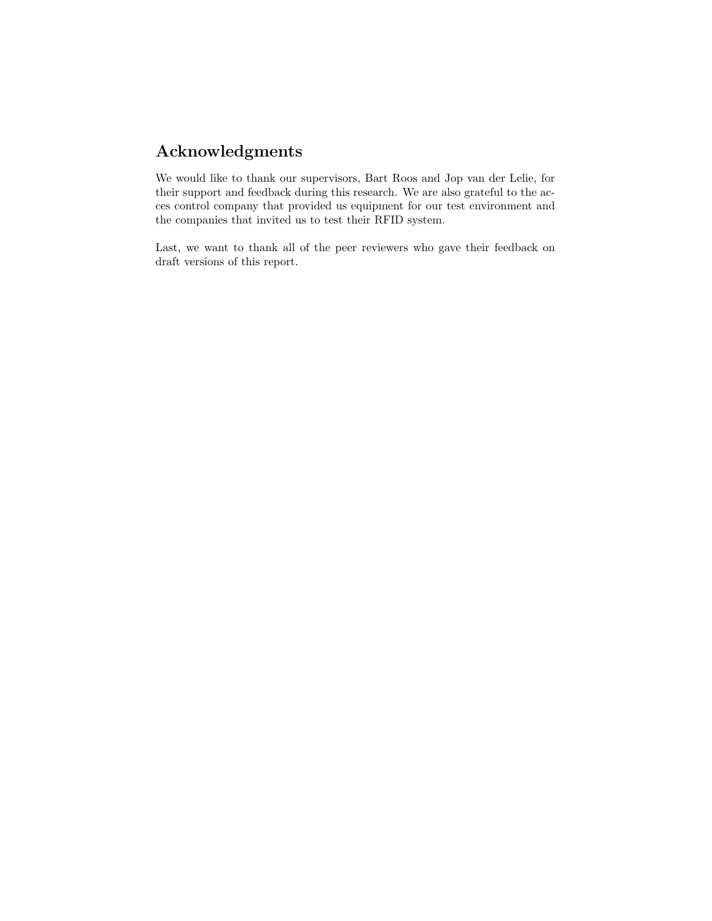## Acknowledgments

We would like to thank our supervisors, Bart Roos and Jop van der Lelie, for their support and feedback during this research. We are also grateful to the acces control company that provided us equipment for our test environment and the companies that invited us to test their RFID system.

Last, we want to thank all of the peer reviewers who gave their feedback on draft versions of this report.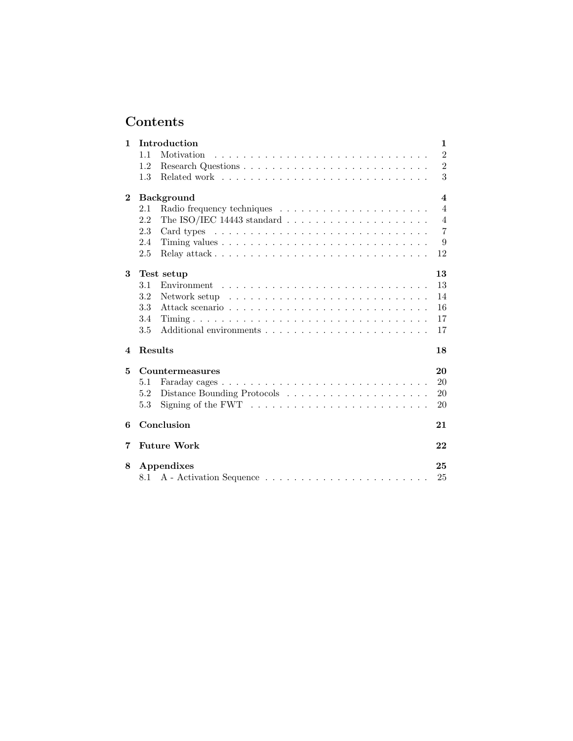# Contents

| | | |
|---|---|---|
| **1** | **Introduction** | **1** |
| 1.1 | Motivation | 2 |
| 1.2 | Research Questions | 2 |
| 1.3 | Related work | 3 |
| **2** | **Background** | **4** |
| 2.1 | Radio frequency techniques | 4 |
| 2.2 | The ISO/IEC 14443 standard | 4 |
| 2.3 | Card types | 7 |
| 2.4 | Timing values | 9 |
| 2.5 | Relay attack | 12 |
| **3** | **Test setup** | **13** |
| 3.1 | Environment | 13 |
| 3.2 | Network setup | 14 |
| 3.3 | Attack scenario | 16 |
| 3.4 | Timing | 17 |
| 3.5 | Additional environments | 17 |
| **4** | **Results** | **18** |
| **5** | **Countermeasures** | **20** |
| 5.1 | Faraday cages | 20 |
| 5.2 | Distance Bounding Protocols | 20 |
| 5.3 | Signing of the FWT | 20 |
| **6** | **Conclusion** | **21** |
| **7** | **Future Work** | **22** |
| **8** | **Appendixes** | **25** |
| 8.1 | A - Activation Sequence | 25 |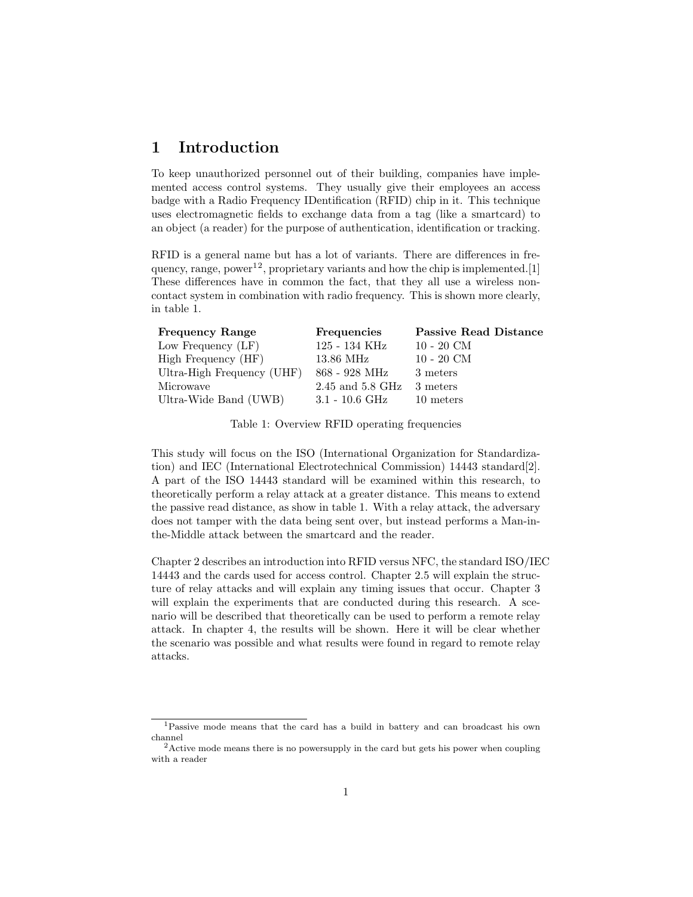# 1 Introduction

To keep unauthorized personnel out of their building, companies have implemented access control systems. They usually give their employees an access badge with a Radio Frequency IDentification (RFID) chip in it. This technique uses electromagnetic fields to exchange data from a tag (like a smartcard) to an object (a reader) for the purpose of authentication, identification or tracking.

RFID is a general name but has a lot of variants. There are differences in frequency, range, power[1,2], proprietary variants and how the chip is implemented.[1] These differences have in common the fact, that they all use a wireless non-contact system in combination with radio frequency. This is shown more clearly, in table 1.

| **Frequency Range** | **Frequencies** | **Passive Read Distance** |
|---|---|---|
| Low Frequency (LF) | 125 - 134 KHz | 10 - 20 CM |
| High Frequency (HF) | 13.86 MHz | 10 - 20 CM |
| Ultra-High Frequency (UHF) | 868 - 928 MHz | 3 meters |
| Microwave | 2.45 and 5.8 GHz | 3 meters |
| Ultra-Wide Band (UWB) | 3.1 - 10.6 GHz | 10 meters |

Table 1: Overview RFID operating frequencies

This study will focus on the ISO (International Organization for Standardization) and IEC (International Electrotechnical Commission) 14443 standard[2]. A part of the ISO 14443 standard will be examined within this research, to theoretically perform a relay attack at a greater distance. This means to extend the passive read distance, as show in table 1. With a relay attack, the adversary does not tamper with the data being sent over, but instead performs a Man-in-the-Middle attack between the smartcard and the reader.

Chapter 2 describes an introduction into RFID versus NFC, the standard ISO/IEC 14443 and the cards used for access control. Chapter 2.5 will explain the structure of relay attacks and will explain any timing issues that occur. Chapter 3 will explain the experiments that are conducted during this research. A scenario will be described that theoretically can be used to perform a remote relay attack. In chapter 4, the results will be shown. Here it will be clear whether the scenario was possible and what results were found in regard to remote relay attacks.

---

[1] Passive mode means that the card has a build in battery and can broadcast his own channel

[2] Active mode means there is no powersupply in the card but gets his power when coupling with a reader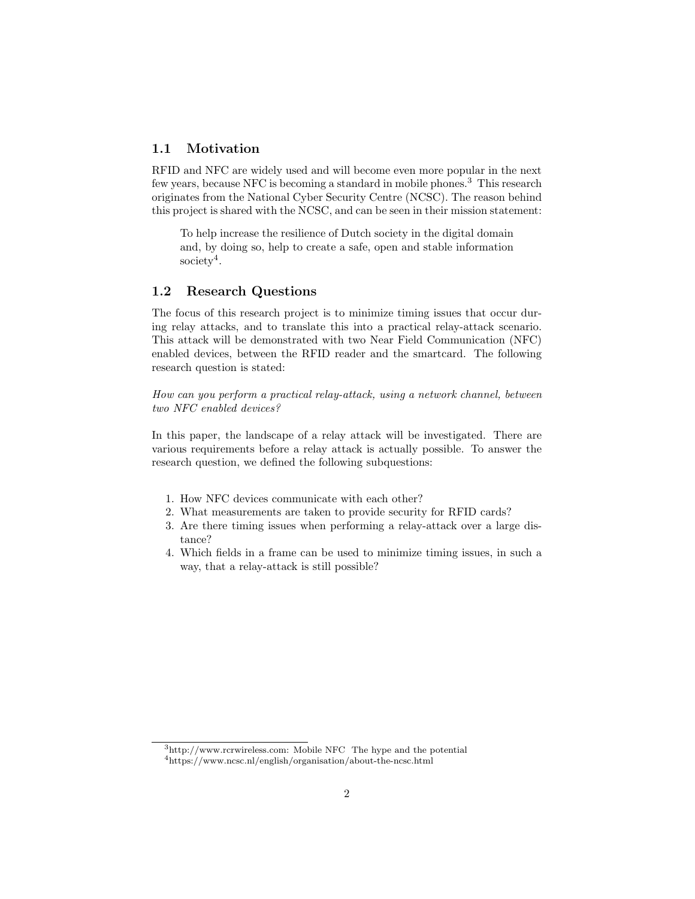## 1.1 Motivation

RFID and NFC are widely used and will become even more popular in the next few years, because NFC is becoming a standard in mobile phones.[3] This research originates from the National Cyber Security Centre (NCSC). The reason behind this project is shared with the NCSC, and can be seen in their mission statement:

> To help increase the resilience of Dutch society in the digital domain and, by doing so, help to create a safe, open and stable information society[4].

## 1.2 Research Questions

The focus of this research project is to minimize timing issues that occur during relay attacks, and to translate this into a practical relay-attack scenario. This attack will be demonstrated with two Near Field Communication (NFC) enabled devices, between the RFID reader and the smartcard. The following research question is stated:

*How can you perform a practical relay-attack, using a network channel, between two NFC enabled devices?*

In this paper, the landscape of a relay attack will be investigated. There are various requirements before a relay attack is actually possible. To answer the research question, we defined the following subquestions:

1. How NFC devices communicate with each other?
2. What measurements are taken to provide security for RFID cards?
3. Are there timing issues when performing a relay-attack over a large distance?
4. Which fields in a frame can be used to minimize timing issues, in such a way, that a relay-attack is still possible?

---

[3] http://www.rcrwireless.com: Mobile NFC The hype and the potential

[4] https://www.ncsc.nl/english/organisation/about-the-ncsc.html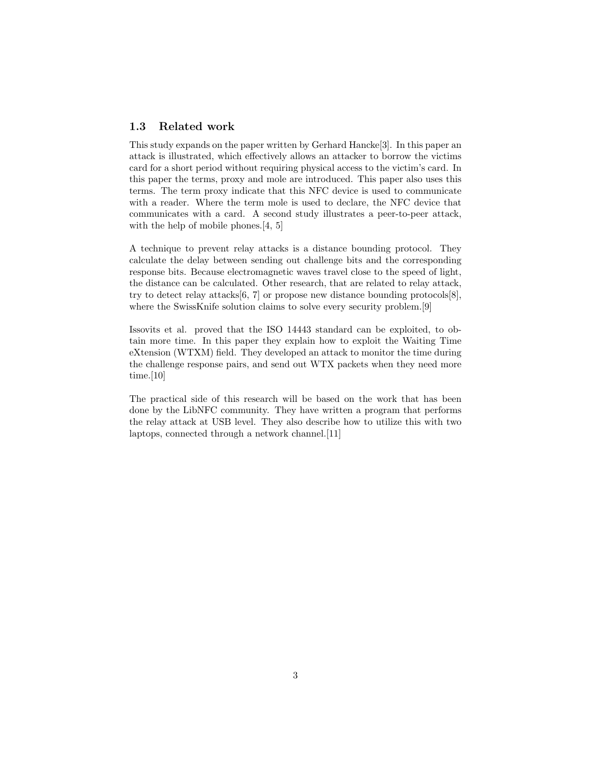### 1.3 Related work

This study expands on the paper written by Gerhard Hancke[3]. In this paper an attack is illustrated, which effectively allows an attacker to borrow the victims card for a short period without requiring physical access to the victim's card. In this paper the terms, proxy and mole are introduced. This paper also uses this terms. The term proxy indicate that this NFC device is used to communicate with a reader. Where the term mole is used to declare, the NFC device that communicates with a card. A second study illustrates a peer-to-peer attack, with the help of mobile phones.[4, 5]

A technique to prevent relay attacks is a distance bounding protocol. They calculate the delay between sending out challenge bits and the corresponding response bits. Because electromagnetic waves travel close to the speed of light, the distance can be calculated. Other research, that are related to relay attack, try to detect relay attacks[6, 7] or propose new distance bounding protocols[8], where the SwissKnife solution claims to solve every security problem.[9]

Issovits et al. proved that the ISO 14443 standard can be exploited, to obtain more time. In this paper they explain how to exploit the Waiting Time eXtension (WTXM) field. They developed an attack to monitor the time during the challenge response pairs, and send out WTX packets when they need more time.[10]

The practical side of this research will be based on the work that has been done by the LibNFC community. They have written a program that performs the relay attack at USB level. They also describe how to utilize this with two laptops, connected through a network channel.[11]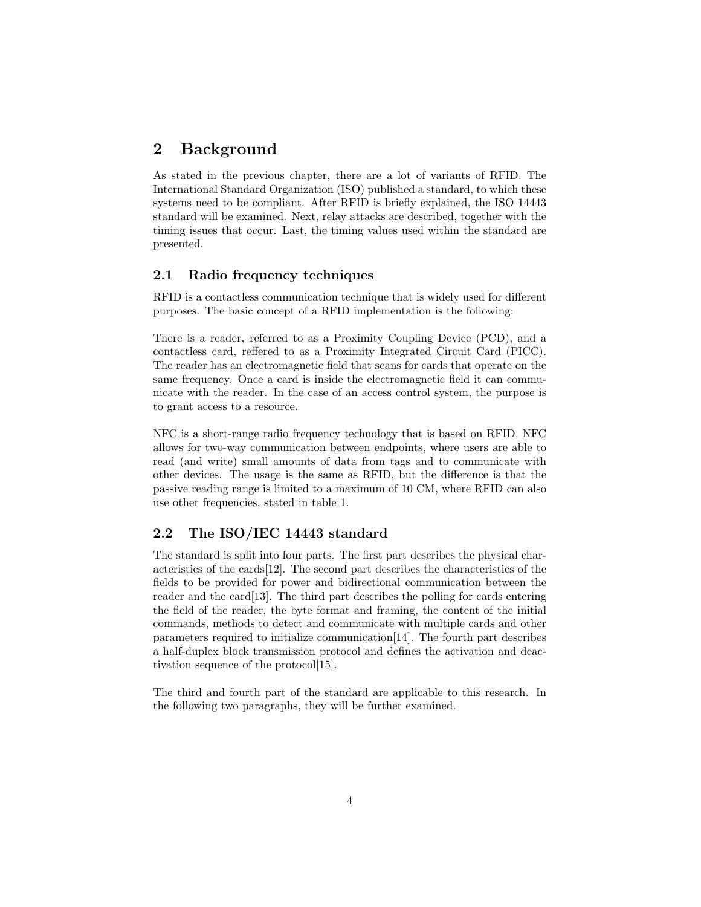# 2 Background

As stated in the previous chapter, there are a lot of variants of RFID. The International Standard Organization (ISO) published a standard, to which these systems need to be compliant. After RFID is briefly explained, the ISO 14443 standard will be examined. Next, relay attacks are described, together with the timing issues that occur. Last, the timing values used within the standard are presented.

## 2.1 Radio frequency techniques

RFID is a contactless communication technique that is widely used for different purposes. The basic concept of a RFID implementation is the following:

There is a reader, referred to as a Proximity Coupling Device (PCD), and a contactless card, reffered to as a Proximity Integrated Circuit Card (PICC). The reader has an electromagnetic field that scans for cards that operate on the same frequency. Once a card is inside the electromagnetic field it can communicate with the reader. In the case of an access control system, the purpose is to grant access to a resource.

NFC is a short-range radio frequency technology that is based on RFID. NFC allows for two-way communication between endpoints, where users are able to read (and write) small amounts of data from tags and to communicate with other devices. The usage is the same as RFID, but the difference is that the passive reading range is limited to a maximum of 10 CM, where RFID can also use other frequencies, stated in table 1.

## 2.2 The ISO/IEC 14443 standard

The standard is split into four parts. The first part describes the physical characteristics of the cards[12]. The second part describes the characteristics of the fields to be provided for power and bidirectional communication between the reader and the card[13]. The third part describes the polling for cards entering the field of the reader, the byte format and framing, the content of the initial commands, methods to detect and communicate with multiple cards and other parameters required to initialize communication[14]. The fourth part describes a half-duplex block transmission protocol and defines the activation and deactivation sequence of the protocol[15].

The third and fourth part of the standard are applicable to this research. In the following two paragraphs, they will be further examined.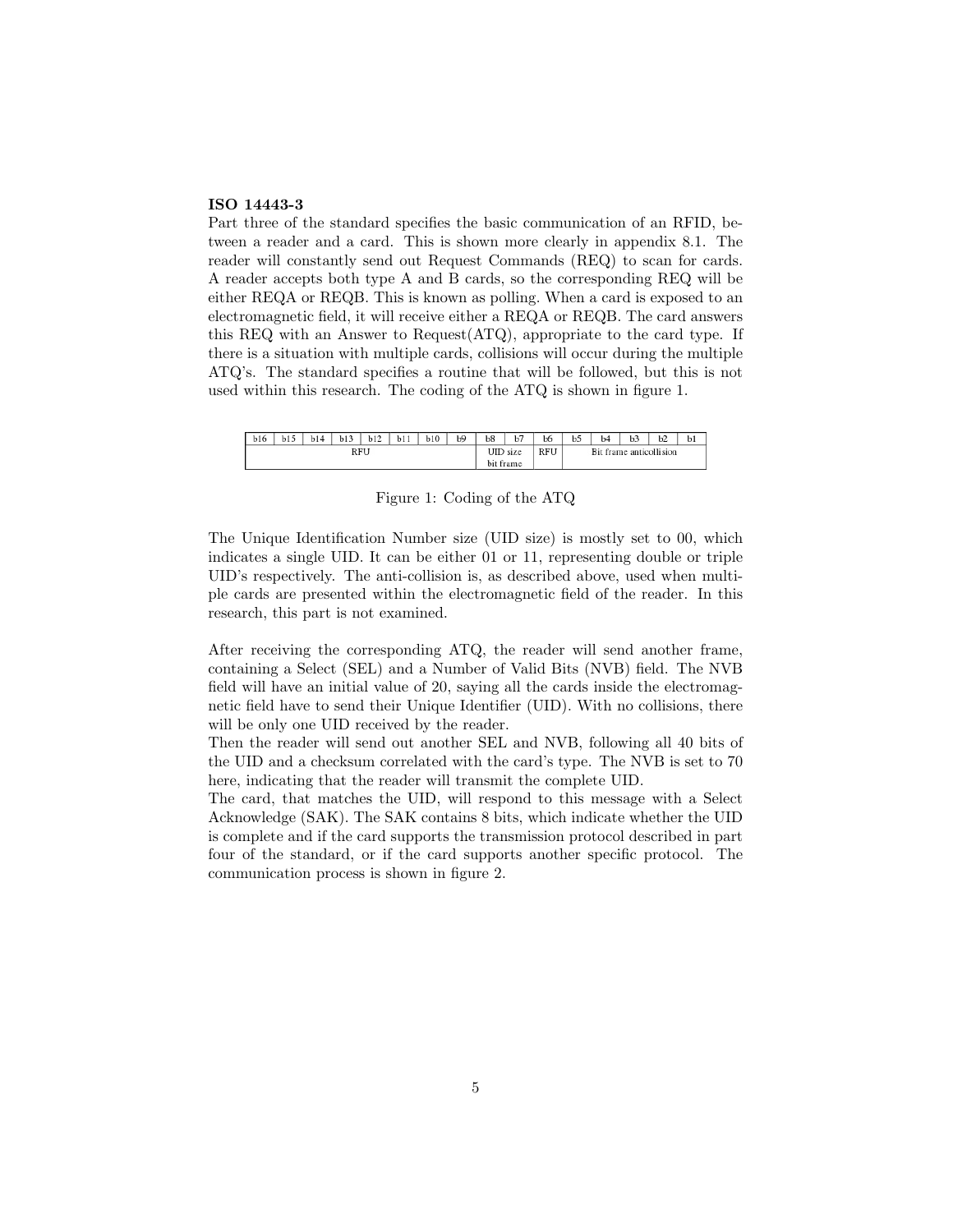**ISO 14443-3**

Part three of the standard specifies the basic communication of an RFID, between a reader and a card. This is shown more clearly in appendix 8.1. The reader will constantly send out Request Commands (REQ) to scan for cards. A reader accepts both type A and B cards, so the corresponding REQ will be either REQA or REQB. This is known as polling. When a card is exposed to an electromagnetic field, it will receive either a REQA or REQB. The card answers this REQ with an Answer to Request(ATQ), appropriate to the card type. If there is a situation with multiple cards, collisions will occur during the multiple ATQ's. The standard specifies a routine that will be followed, but this is not used within this research. The coding of the ATQ is shown in figure 1.

| b16 | b15 | b14 | b13 | b12 | b11 | b10 | b9 | b8 | b7 | b6 | b5 | b4 | b3 | b2 | b1 |
|---|---|---|---|---|---|---|---|---|---|---|---|---|---|---|---|
| RFU | | | | | | | | UID size bit frame | | RFU | Bit frame anticollision | | | | |

Figure 1: Coding of the ATQ

The Unique Identification Number size (UID size) is mostly set to 00, which indicates a single UID. It can be either 01 or 11, representing double or triple UID's respectively. The anti-collision is, as described above, used when multiple cards are presented within the electromagnetic field of the reader. In this research, this part is not examined.

After receiving the corresponding ATQ, the reader will send another frame, containing a Select (SEL) and a Number of Valid Bits (NVB) field. The NVB field will have an initial value of 20, saying all the cards inside the electromagnetic field have to send their Unique Identifier (UID). With no collisions, there will be only one UID received by the reader.
Then the reader will send out another SEL and NVB, following all 40 bits of the UID and a checksum correlated with the card's type. The NVB is set to 70 here, indicating that the reader will transmit the complete UID.
The card, that matches the UID, will respond to this message with a Select Acknowledge (SAK). The SAK contains 8 bits, which indicate whether the UID is complete and if the card supports the transmission protocol described in part four of the standard, or if the card supports another specific protocol. The communication process is shown in figure 2.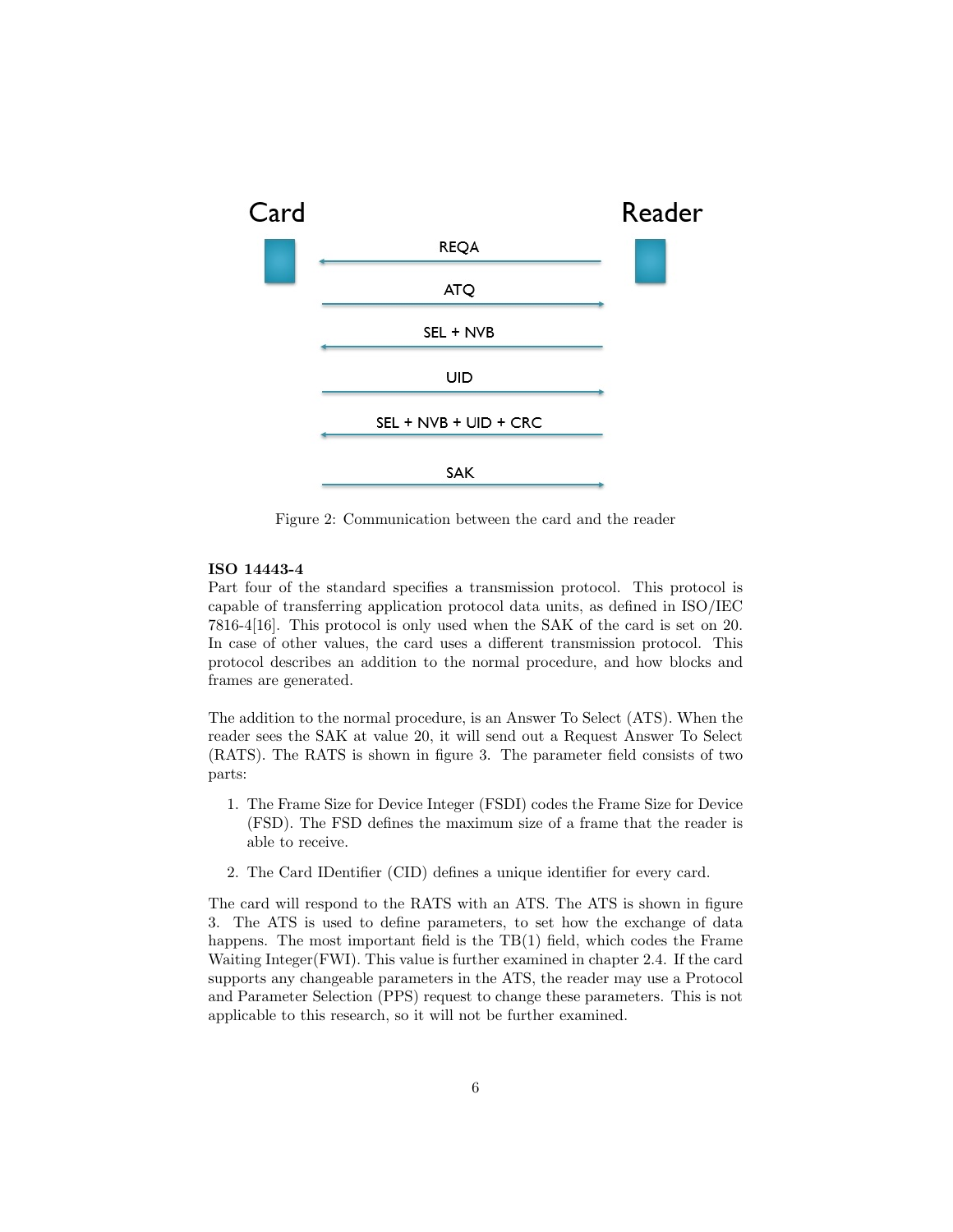Figure 2: Communication between the card and the reader

**ISO 14443-4**

Part four of the standard specifies a transmission protocol. This protocol is capable of transferring application protocol data units, as defined in ISO/IEC 7816-4[16]. This protocol is only used when the SAK of the card is set on 20. In case of other values, the card uses a different transmission protocol. This protocol describes an addition to the normal procedure, and how blocks and frames are generated.

The addition to the normal procedure, is an Answer To Select (ATS). When the reader sees the SAK at value 20, it will send out a Request Answer To Select (RATS). The RATS is shown in figure 3. The parameter field consists of two parts:

1. The Frame Size for Device Integer (FSDI) codes the Frame Size for Device (FSD). The FSD defines the maximum size of a frame that the reader is able to receive.
2. The Card IDentifier (CID) defines a unique identifier for every card.

The card will respond to the RATS with an ATS. The ATS is shown in figure 3. The ATS is used to define parameters, to set how the exchange of data happens. The most important field is the TB(1) field, which codes the Frame Waiting Integer(FWI). This value is further examined in chapter 2.4. If the card supports any changeable parameters in the ATS, the reader may use a Protocol and Parameter Selection (PPS) request to change these parameters. This is not applicable to this research, so it will not be further examined.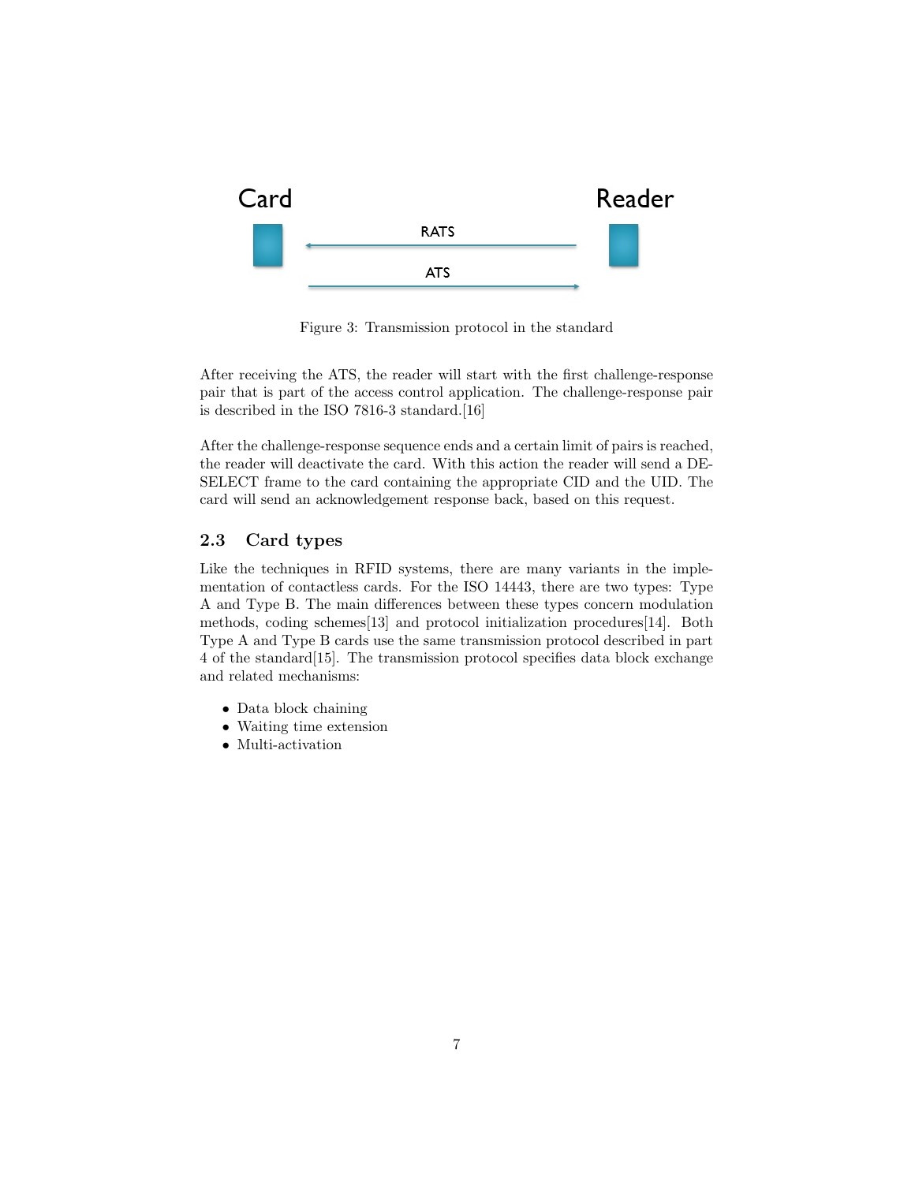Figure 3: Transmission protocol in the standard

After receiving the ATS, the reader will start with the first challenge-response pair that is part of the access control application. The challenge-response pair is described in the ISO 7816-3 standard.[16]

After the challenge-response sequence ends and a certain limit of pairs is reached, the reader will deactivate the card. With this action the reader will send a DESELECT frame to the card containing the appropriate CID and the UID. The card will send an acknowledgement response back, based on this request.

### 2.3 Card types

Like the techniques in RFID systems, there are many variants in the implementation of contactless cards. For the ISO 14443, there are two types: Type A and Type B. The main differences between these types concern modulation methods, coding schemes[13] and protocol initialization procedures[14]. Both Type A and Type B cards use the same transmission protocol described in part 4 of the standard[15]. The transmission protocol specifies data block exchange and related mechanisms:

- Data block chaining
- Waiting time extension
- Multi-activation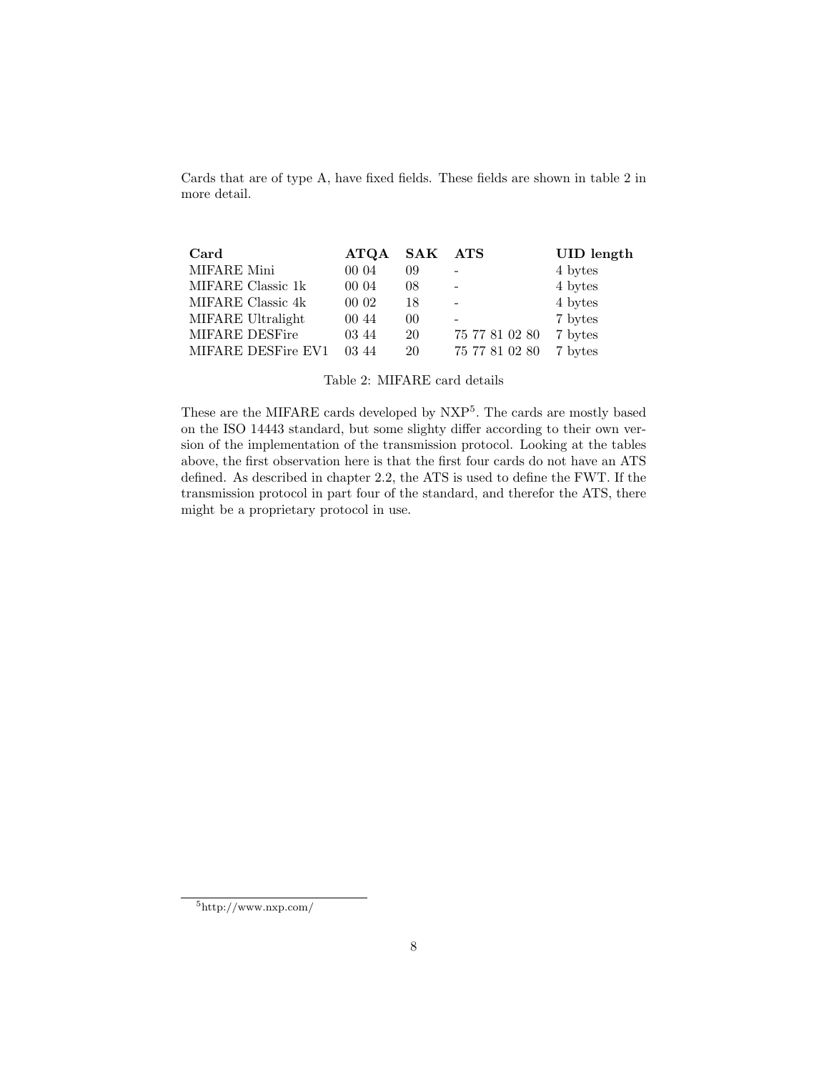Cards that are of type A, have fixed fields. These fields are shown in table 2 in more detail.

| **Card** | **ATQA** | **SAK** | **ATS** | **UID length** |
|---|---|---|---|---|
| MIFARE Mini | 00 04 | 09 | - | 4 bytes |
| MIFARE Classic 1k | 00 04 | 08 | - | 4 bytes |
| MIFARE Classic 4k | 00 02 | 18 | - | 4 bytes |
| MIFARE Ultralight | 00 44 | 00 | - | 7 bytes |
| MIFARE DESFire | 03 44 | 20 | 75 77 81 02 80 | 7 bytes |
| MIFARE DESFire EV1 | 03 44 | 20 | 75 77 81 02 80 | 7 bytes |

Table 2: MIFARE card details

These are the MIFARE cards developed by NXP[5]. The cards are mostly based on the ISO 14443 standard, but some slighty differ according to their own version of the implementation of the transmission protocol. Looking at the tables above, the first observation here is that the first four cards do not have an ATS defined. As described in chapter 2.2, the ATS is used to define the FWT. If the transmission protocol in part four of the standard, and therefor the ATS, there might be a proprietary protocol in use.

[5] http://www.nxp.com/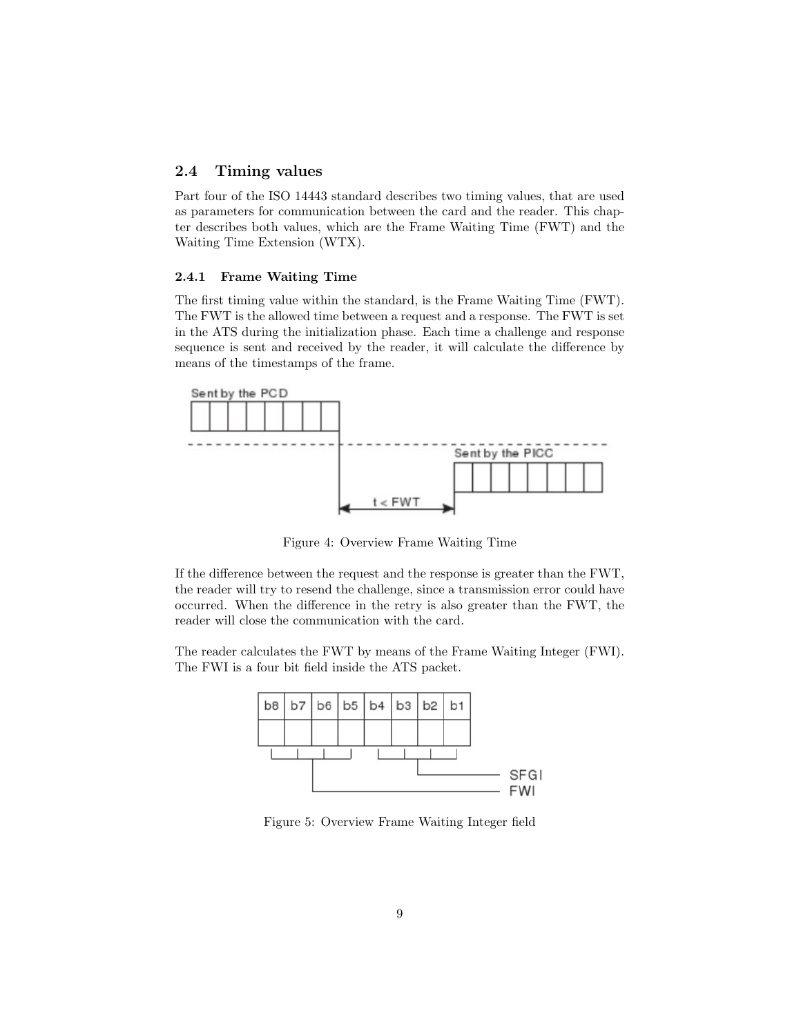## 2.4 Timing values

Part four of the ISO 14443 standard describes two timing values, that are used as parameters for communication between the card and the reader. This chapter describes both values, which are the Frame Waiting Time (FWT) and the Waiting Time Extension (WTX).

### 2.4.1 Frame Waiting Time

The first timing value within the standard, is the Frame Waiting Time (FWT). The FWT is the allowed time between a request and a response. The FWT is set in the ATS during the initialization phase. Each time a challenge and response sequence is sent and received by the reader, it will calculate the difference by means of the timestamps of the frame.

Figure 4: Overview Frame Waiting Time

If the difference between the request and the response is greater than the FWT, the reader will try to resend the challenge, since a transmission error could have occurred. When the difference in the retry is also greater than the FWT, the reader will close the communication with the card.

The reader calculates the FWT by means of the Frame Waiting Integer (FWI). The FWI is a four bit field inside the ATS packet.

Figure 5: Overview Frame Waiting Integer field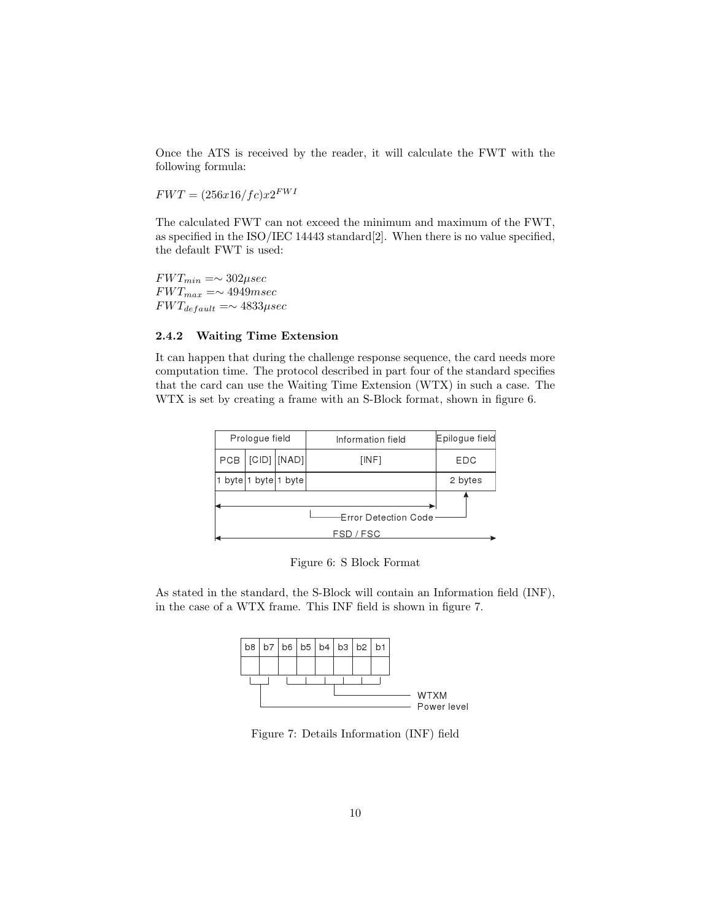Once the ATS is received by the reader, it will calculate the FWT with the following formula:

$FWT = (256x16/fc)x2^{FWI}$

The calculated FWT can not exceed the minimum and maximum of the FWT, as specified in the ISO/IEC 14443 standard[2]. When there is no value specified, the default FWT is used:

$FWT_{min} = \sim 302\mu sec$
$FWT_{max} = \sim 4949msec$
$FWT_{default} = \sim 4833\mu sec$

### 2.4.2 Waiting Time Extension

It can happen that during the challenge response sequence, the card needs more computation time. The protocol described in part four of the standard specifies that the card can use the Waiting Time Extension (WTX) in such a case. The WTX is set by creating a frame with an S-Block format, shown in figure 6.

| Prologue field | | | Information field | Epilogue field |
|---|---|---|---|---|
| PCB | [CID] | [NAD] | [INF] | EDC |
| 1 byte | 1 byte | 1 byte | | 2 bytes |

Error Detection Code

FSD / FSC

Figure 6: S Block Format

As stated in the standard, the S-Block will contain an Information field (INF), in the case of a WTX frame. This INF field is shown in figure 7.

| b8 | b7 | b6 | b5 | b4 | b3 | b2 | b1 |
|---|---|---|---|---|---|---|---|
| | | | | | | | |

WTXM

Power level

Figure 7: Details Information (INF) field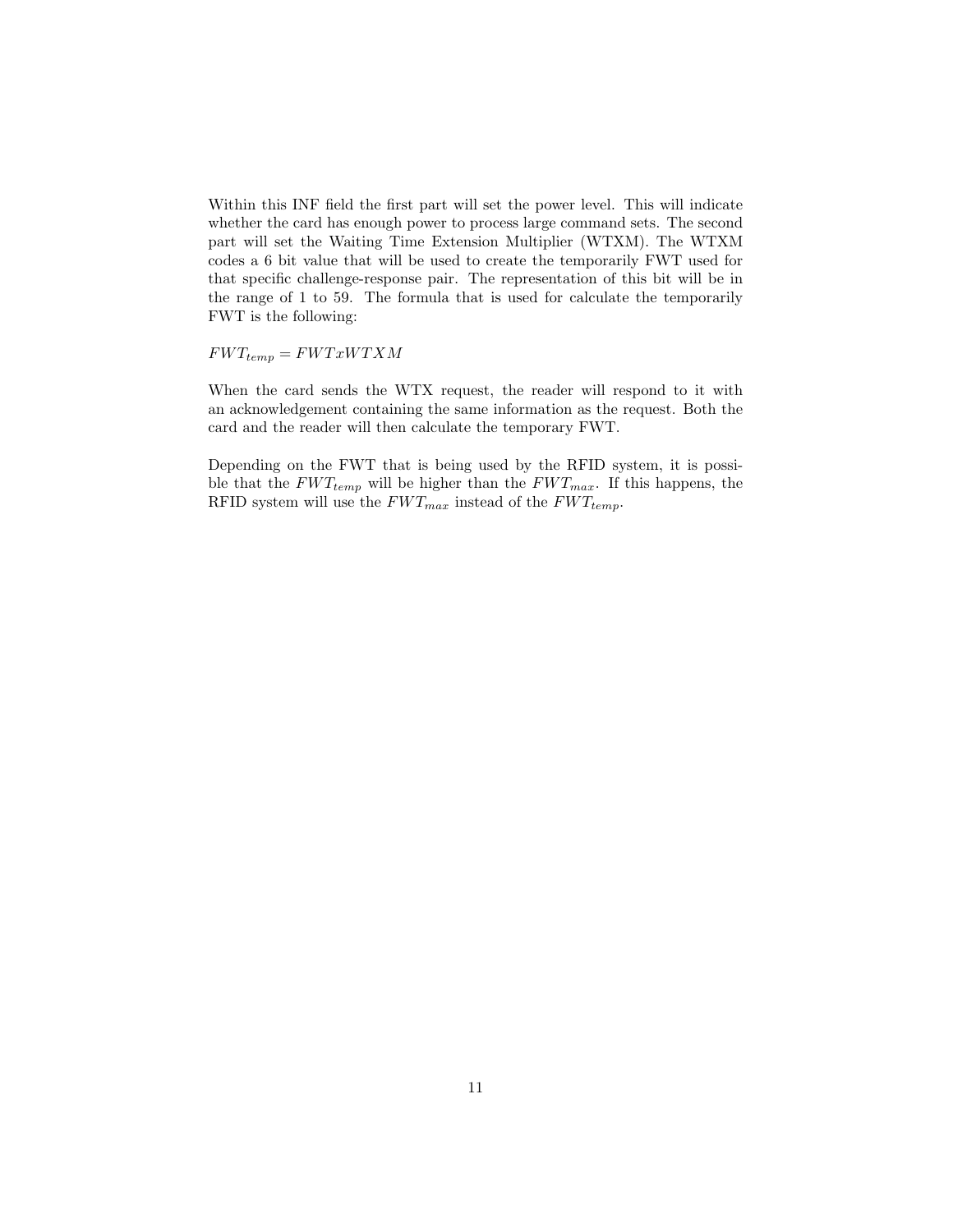Within this INF field the first part will set the power level. This will indicate whether the card has enough power to process large command sets. The second part will set the Waiting Time Extension Multiplier (WTXM). The WTXM codes a 6 bit value that will be used to create the temporarily FWT used for that specific challenge-response pair. The representation of this bit will be in the range of 1 to 59. The formula that is used for calculate the temporarily FWT is the following:

$FWT_{temp} = FWTxWTXM$

When the card sends the WTX request, the reader will respond to it with an acknowledgement containing the same information as the request. Both the card and the reader will then calculate the temporary FWT.

Depending on the FWT that is being used by the RFID system, it is possible that the $FWT_{temp}$ will be higher than the $FWT_{max}$. If this happens, the RFID system will use the $FWT_{max}$ instead of the $FWT_{temp}$.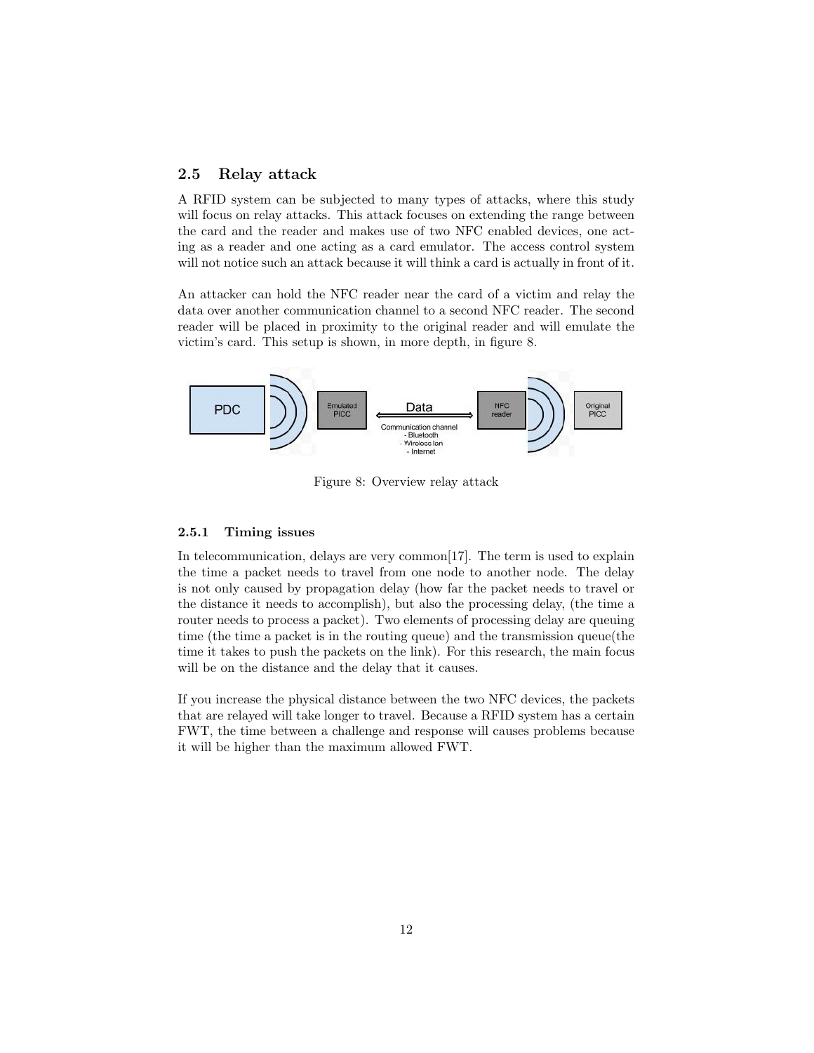## 2.5 Relay attack

A RFID system can be subjected to many types of attacks, where this study will focus on relay attacks. This attack focuses on extending the range between the card and the reader and makes use of two NFC enabled devices, one acting as a reader and one acting as a card emulator. The access control system will not notice such an attack because it will think a card is actually in front of it.

An attacker can hold the NFC reader near the card of a victim and relay the data over another communication channel to a second NFC reader. The second reader will be placed in proximity to the original reader and will emulate the victim's card. This setup is shown, in more depth, in figure 8.

Figure 8: Overview relay attack

### 2.5.1 Timing issues

In telecommunication, delays are very common[17]. The term is used to explain the time a packet needs to travel from one node to another node. The delay is not only caused by propagation delay (how far the packet needs to travel or the distance it needs to accomplish), but also the processing delay, (the time a router needs to process a packet). Two elements of processing delay are queuing time (the time a packet is in the routing queue) and the transmission queue(the time it takes to push the packets on the link). For this research, the main focus will be on the distance and the delay that it causes.

If you increase the physical distance between the two NFC devices, the packets that are relayed will take longer to travel. Because a RFID system has a certain FWT, the time between a challenge and response will causes problems because it will be higher than the maximum allowed FWT.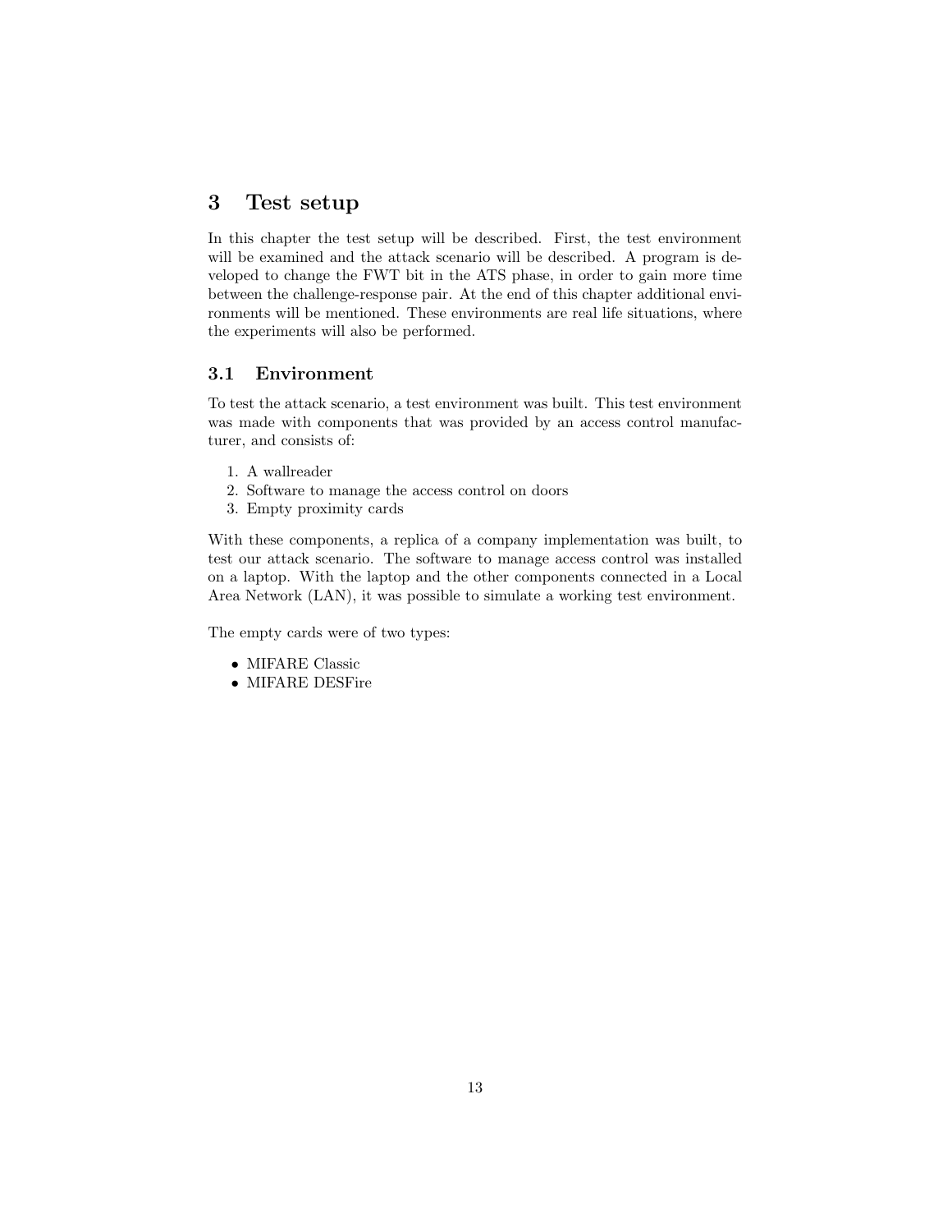# 3 Test setup

In this chapter the test setup will be described. First, the test environment will be examined and the attack scenario will be described. A program is developed to change the FWT bit in the ATS phase, in order to gain more time between the challenge-response pair. At the end of this chapter additional environments will be mentioned. These environments are real life situations, where the experiments will also be performed.

## 3.1 Environment

To test the attack scenario, a test environment was built. This test environment was made with components that was provided by an access control manufacturer, and consists of:

1. A wallreader
2. Software to manage the access control on doors
3. Empty proximity cards

With these components, a replica of a company implementation was built, to test our attack scenario. The software to manage access control was installed on a laptop. With the laptop and the other components connected in a Local Area Network (LAN), it was possible to simulate a working test environment.

The empty cards were of two types:

- MIFARE Classic
- MIFARE DESFire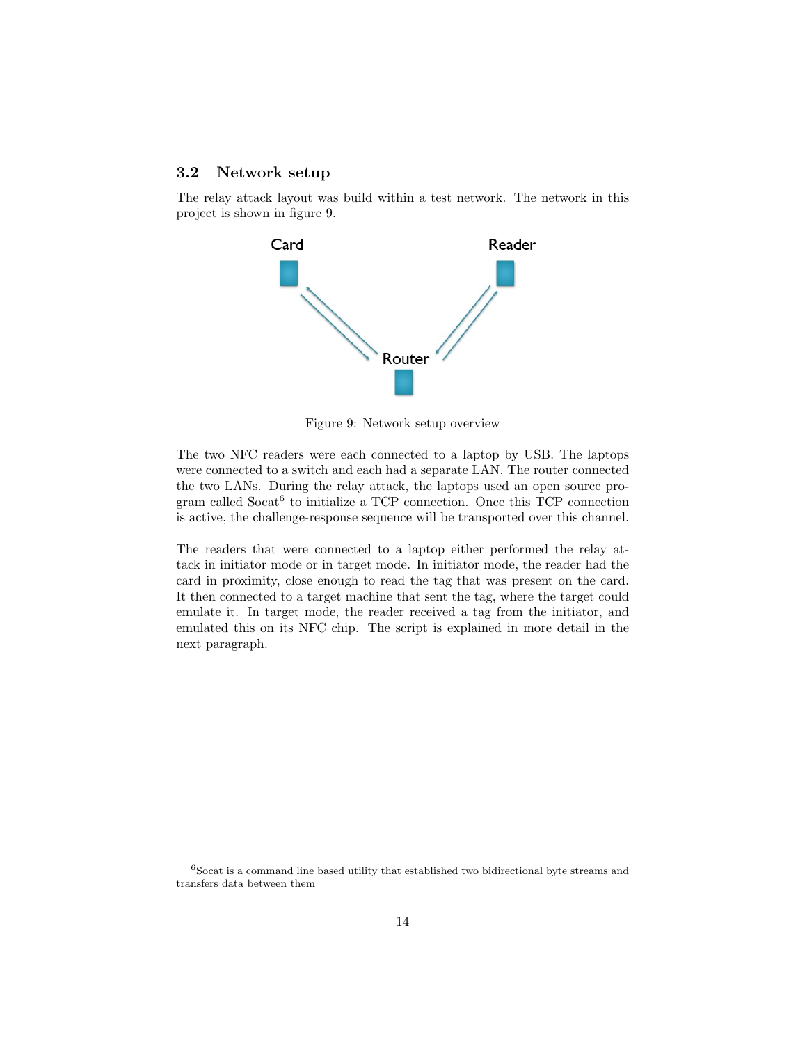### 3.2 Network setup

The relay attack layout was build within a test network. The network in this project is shown in figure 9.

Figure 9: Network setup overview

The two NFC readers were each connected to a laptop by USB. The laptops were connected to a switch and each had a separate LAN. The router connected the two LANs. During the relay attack, the laptops used an open source program called Socat[6] to initialize a TCP connection. Once this TCP connection is active, the challenge-response sequence will be transported over this channel.

The readers that were connected to a laptop either performed the relay attack in initiator mode or in target mode. In initiator mode, the reader had the card in proximity, close enough to read the tag that was present on the card. It then connected to a target machine that sent the tag, where the target could emulate it. In target mode, the reader received a tag from the initiator, and emulated this on its NFC chip. The script is explained in more detail in the next paragraph.

[6] Socat is a command line based utility that established two bidirectional byte streams and transfers data between them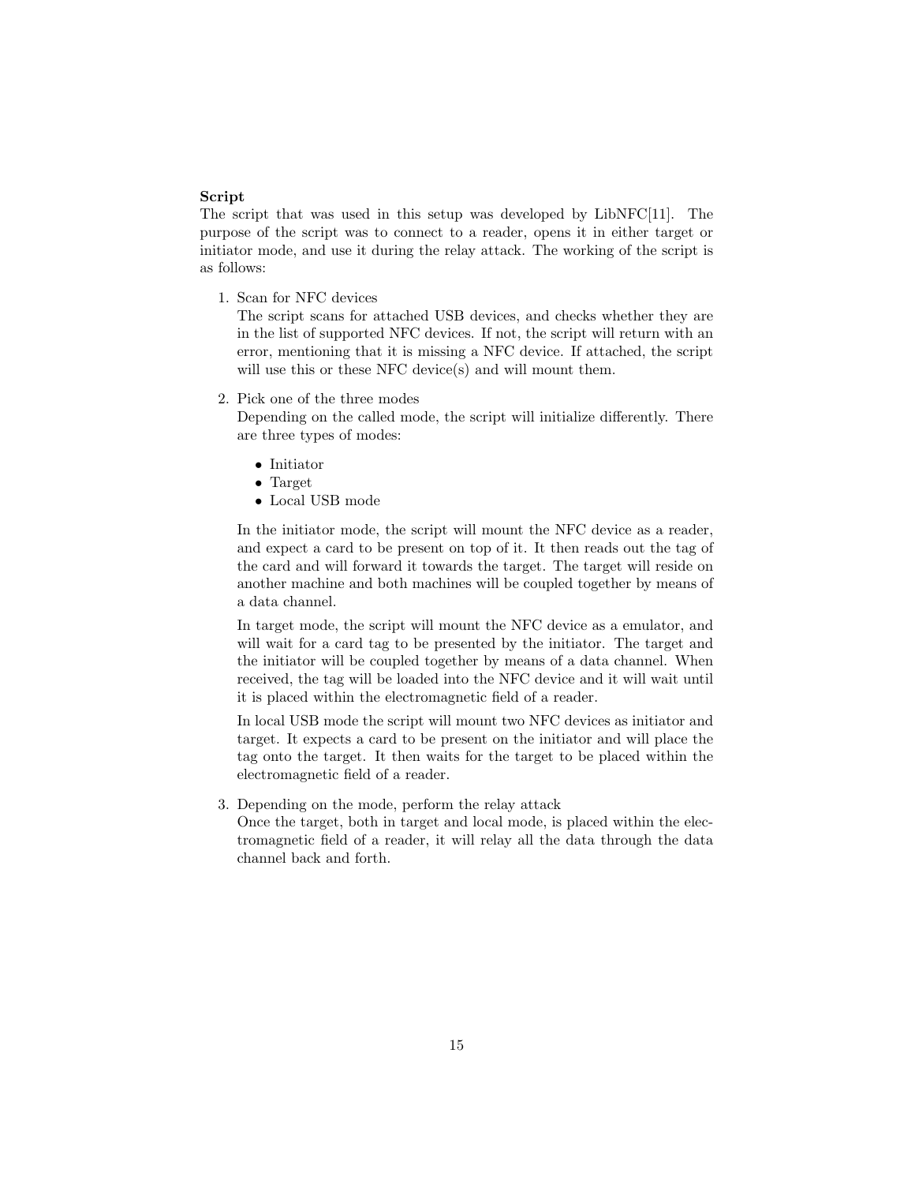**Script**

The script that was used in this setup was developed by LibNFC[11]. The purpose of the script was to connect to a reader, opens it in either target or initiator mode, and use it during the relay attack. The working of the script is as follows:

1. Scan for NFC devices
   The script scans for attached USB devices, and checks whether they are in the list of supported NFC devices. If not, the script will return with an error, mentioning that it is missing a NFC device. If attached, the script will use this or these NFC device(s) and will mount them.

2. Pick one of the three modes
   Depending on the called mode, the script will initialize differently. There are three types of modes:

   - Initiator
   - Target
   - Local USB mode

   In the initiator mode, the script will mount the NFC device as a reader, and expect a card to be present on top of it. It then reads out the tag of the card and will forward it towards the target. The target will reside on another machine and both machines will be coupled together by means of a data channel.

   In target mode, the script will mount the NFC device as a emulator, and will wait for a card tag to be presented by the initiator. The target and the initiator will be coupled together by means of a data channel. When received, the tag will be loaded into the NFC device and it will wait until it is placed within the electromagnetic field of a reader.

   In local USB mode the script will mount two NFC devices as initiator and target. It expects a card to be present on the initiator and will place the tag onto the target. It then waits for the target to be placed within the electromagnetic field of a reader.

3. Depending on the mode, perform the relay attack
   Once the target, both in target and local mode, is placed within the electromagnetic field of a reader, it will relay all the data through the data channel back and forth.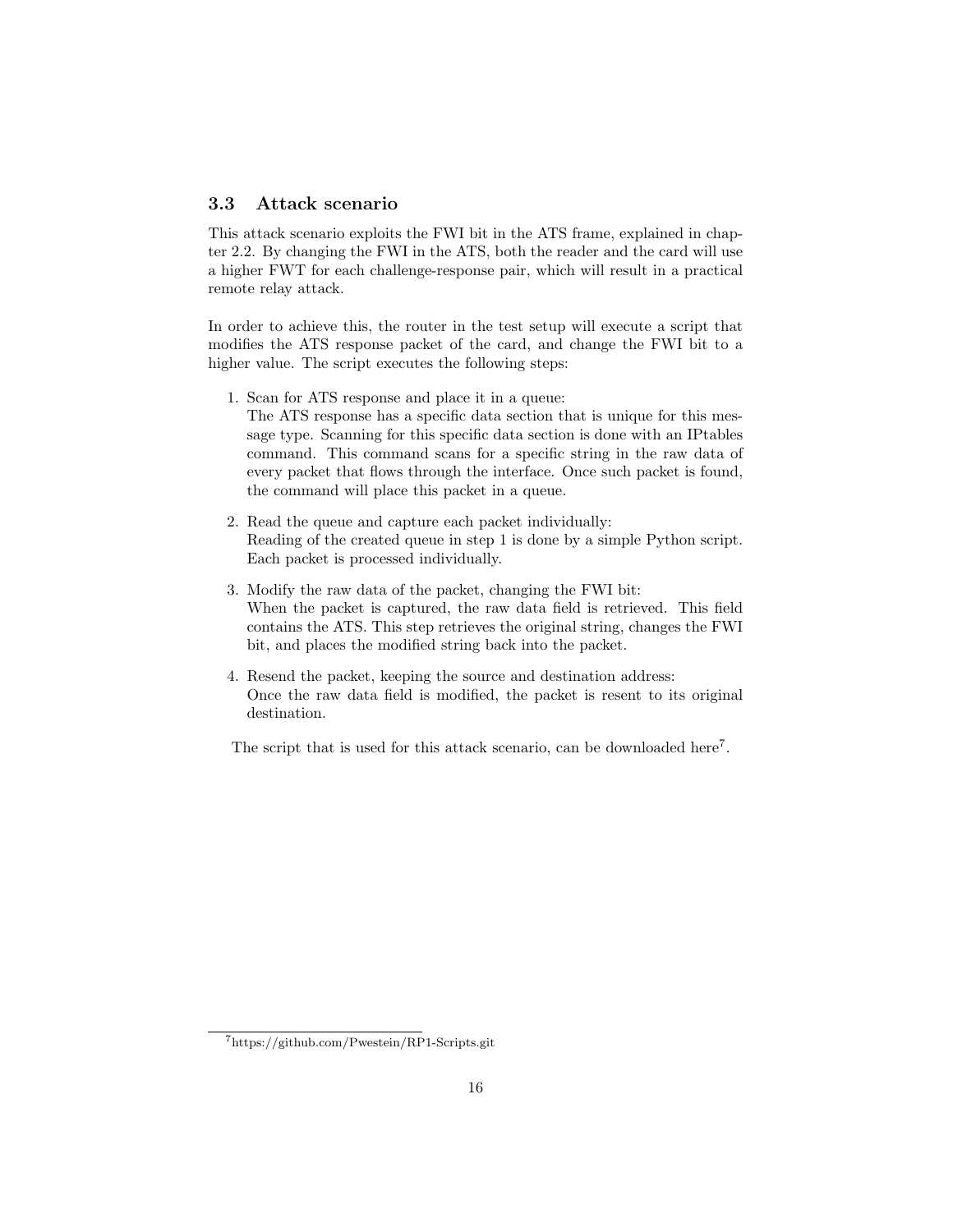### 3.3 Attack scenario

This attack scenario exploits the FWI bit in the ATS frame, explained in chapter 2.2. By changing the FWI in the ATS, both the reader and the card will use a higher FWT for each challenge-response pair, which will result in a practical remote relay attack.

In order to achieve this, the router in the test setup will execute a script that modifies the ATS response packet of the card, and change the FWI bit to a higher value. The script executes the following steps:

1. Scan for ATS response and place it in a queue:
   The ATS response has a specific data section that is unique for this message type. Scanning for this specific data section is done with an IPtables command. This command scans for a specific string in the raw data of every packet that flows through the interface. Once such packet is found, the command will place this packet in a queue.

2. Read the queue and capture each packet individually:
   Reading of the created queue in step 1 is done by a simple Python script. Each packet is processed individually.

3. Modify the raw data of the packet, changing the FWI bit:
   When the packet is captured, the raw data field is retrieved. This field contains the ATS. This step retrieves the original string, changes the FWI bit, and places the modified string back into the packet.

4. Resend the packet, keeping the source and destination address:
   Once the raw data field is modified, the packet is resent to its original destination.

The script that is used for this attack scenario, can be downloaded here[7].

[7] https://github.com/Pwestein/RP1-Scripts.git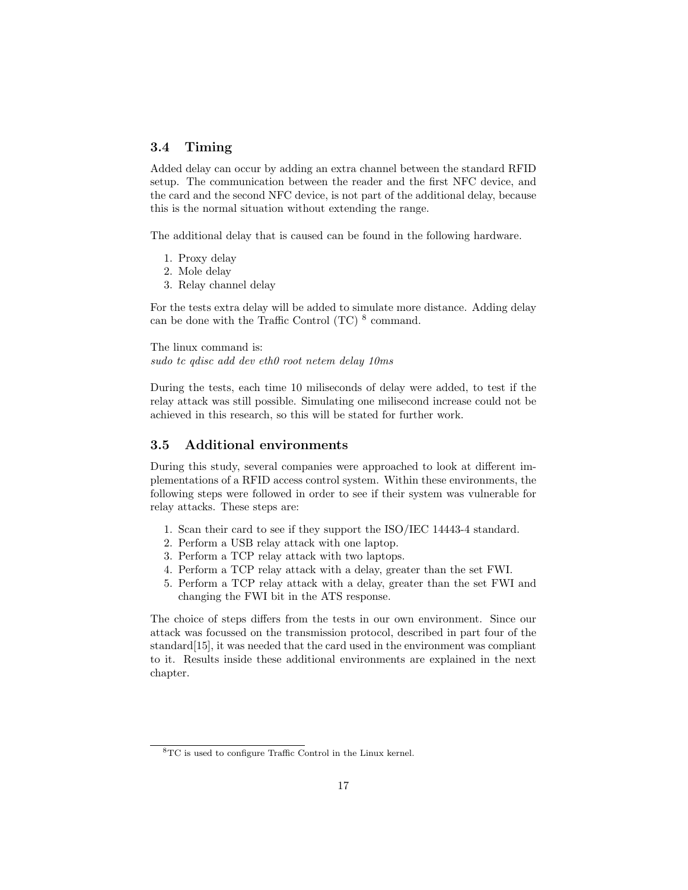### 3.4 Timing

Added delay can occur by adding an extra channel between the standard RFID setup. The communication between the reader and the first NFC device, and the card and the second NFC device, is not part of the additional delay, because this is the normal situation without extending the range.

The additional delay that is caused can be found in the following hardware.

1. Proxy delay
2. Mole delay
3. Relay channel delay

For the tests extra delay will be added to simulate more distance. Adding delay can be done with the Traffic Control (TC) [8] command.

The linux command is:
*sudo tc qdisc add dev eth0 root netem delay 10ms*

During the tests, each time 10 miliseconds of delay were added, to test if the relay attack was still possible. Simulating one milisecond increase could not be achieved in this research, so this will be stated for further work.

### 3.5 Additional environments

During this study, several companies were approached to look at different implementations of a RFID access control system. Within these environments, the following steps were followed in order to see if their system was vulnerable for relay attacks. These steps are:

1. Scan their card to see if they support the ISO/IEC 14443-4 standard.
2. Perform a USB relay attack with one laptop.
3. Perform a TCP relay attack with two laptops.
4. Perform a TCP relay attack with a delay, greater than the set FWI.
5. Perform a TCP relay attack with a delay, greater than the set FWI and changing the FWI bit in the ATS response.

The choice of steps differs from the tests in our own environment. Since our attack was focussed on the transmission protocol, described in part four of the standard[15], it was needed that the card used in the environment was compliant to it. Results inside these additional environments are explained in the next chapter.

---

[8] TC is used to configure Traffic Control in the Linux kernel.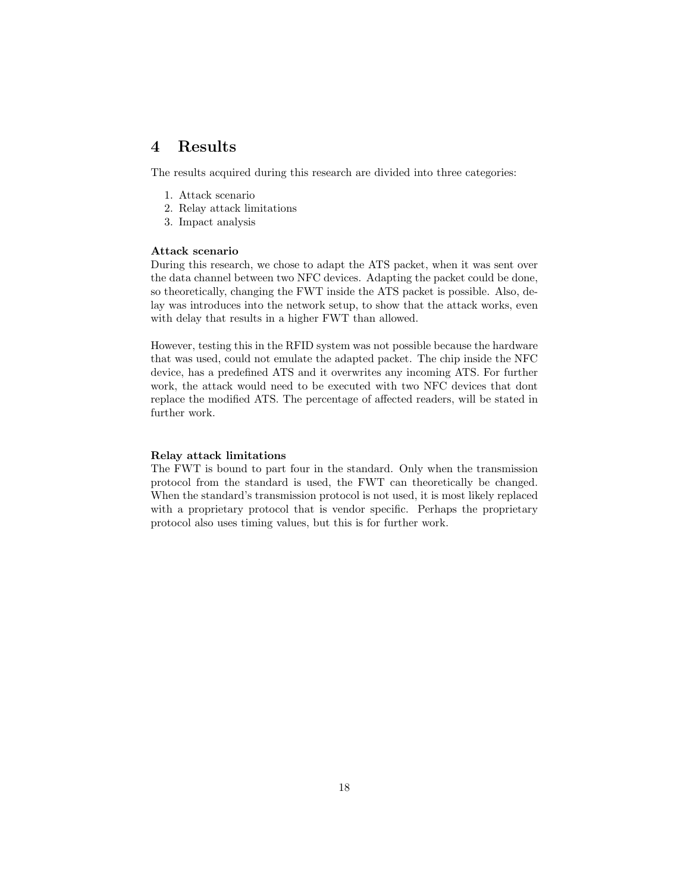# 4 Results

The results acquired during this research are divided into three categories:

1. Attack scenario
2. Relay attack limitations
3. Impact analysis

**Attack scenario**
During this research, we chose to adapt the ATS packet, when it was sent over the data channel between two NFC devices. Adapting the packet could be done, so theoretically, changing the FWT inside the ATS packet is possible. Also, delay was introduces into the network setup, to show that the attack works, even with delay that results in a higher FWT than allowed.

However, testing this in the RFID system was not possible because the hardware that was used, could not emulate the adapted packet. The chip inside the NFC device, has a predefined ATS and it overwrites any incoming ATS. For further work, the attack would need to be executed with two NFC devices that dont replace the modified ATS. The percentage of affected readers, will be stated in further work.

**Relay attack limitations**
The FWT is bound to part four in the standard. Only when the transmission protocol from the standard is used, the FWT can theoretically be changed. When the standard's transmission protocol is not used, it is most likely replaced with a proprietary protocol that is vendor specific. Perhaps the proprietary protocol also uses timing values, but this is for further work.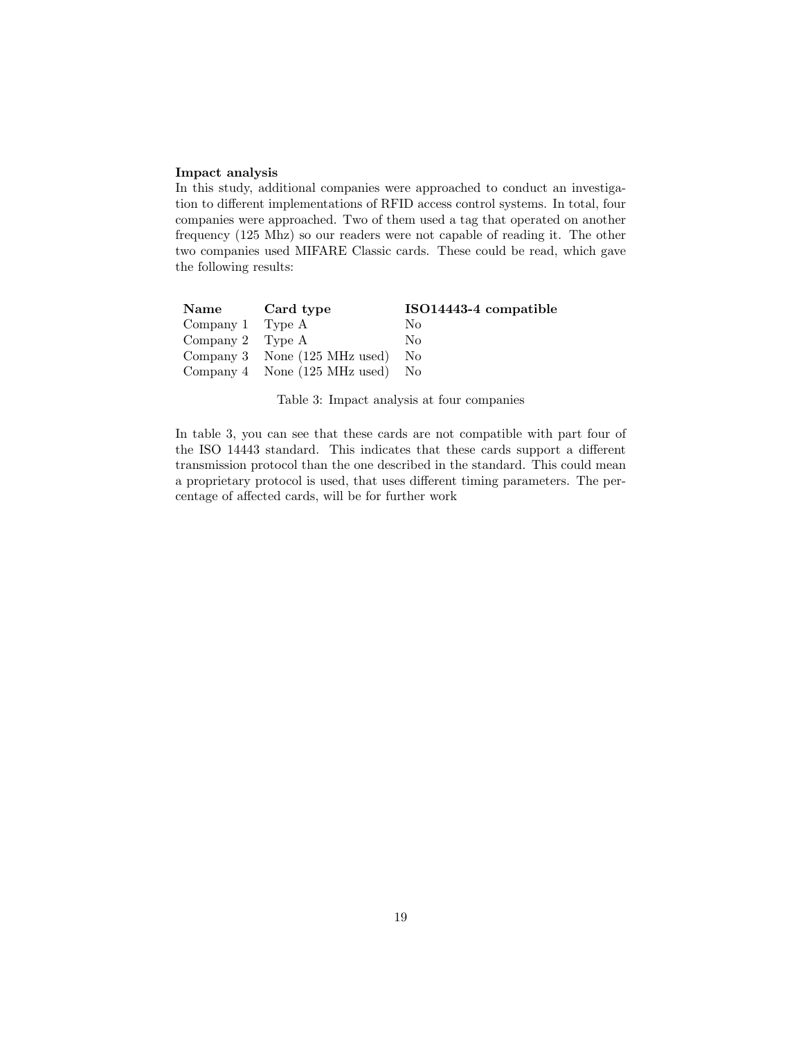**Impact analysis**

In this study, additional companies were approached to conduct an investigation to different implementations of RFID access control systems. In total, four companies were approached. Two of them used a tag that operated on another frequency (125 Mhz) so our readers were not capable of reading it. The other two companies used MIFARE Classic cards. These could be read, which gave the following results:

| Name | Card type | ISO14443-4 compatible |
|---|---|---|
| Company 1 | Type A | No |
| Company 2 | Type A | No |
| Company 3 | None (125 MHz used) | No |
| Company 4 | None (125 MHz used) | No |

Table 3: Impact analysis at four companies

In table 3, you can see that these cards are not compatible with part four of the ISO 14443 standard. This indicates that these cards support a different transmission protocol than the one described in the standard. This could mean a proprietary protocol is used, that uses different timing parameters. The percentage of affected cards, will be for further work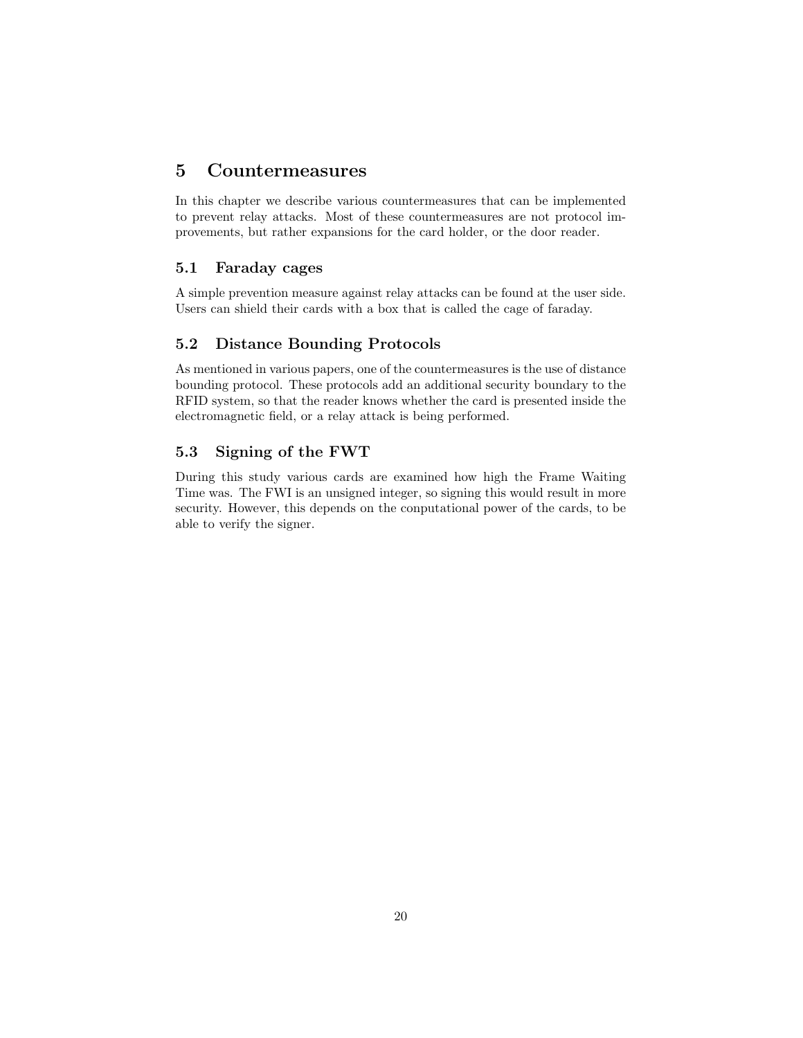# 5 Countermeasures

In this chapter we describe various countermeasures that can be implemented to prevent relay attacks. Most of these countermeasures are not protocol improvements, but rather expansions for the card holder, or the door reader.

## 5.1 Faraday cages

A simple prevention measure against relay attacks can be found at the user side. Users can shield their cards with a box that is called the cage of faraday.

## 5.2 Distance Bounding Protocols

As mentioned in various papers, one of the countermeasures is the use of distance bounding protocol. These protocols add an additional security boundary to the RFID system, so that the reader knows whether the card is presented inside the electromagnetic field, or a relay attack is being performed.

## 5.3 Signing of the FWT

During this study various cards are examined how high the Frame Waiting Time was. The FWI is an unsigned integer, so signing this would result in more security. However, this depends on the conputational power of the cards, to be able to verify the signer.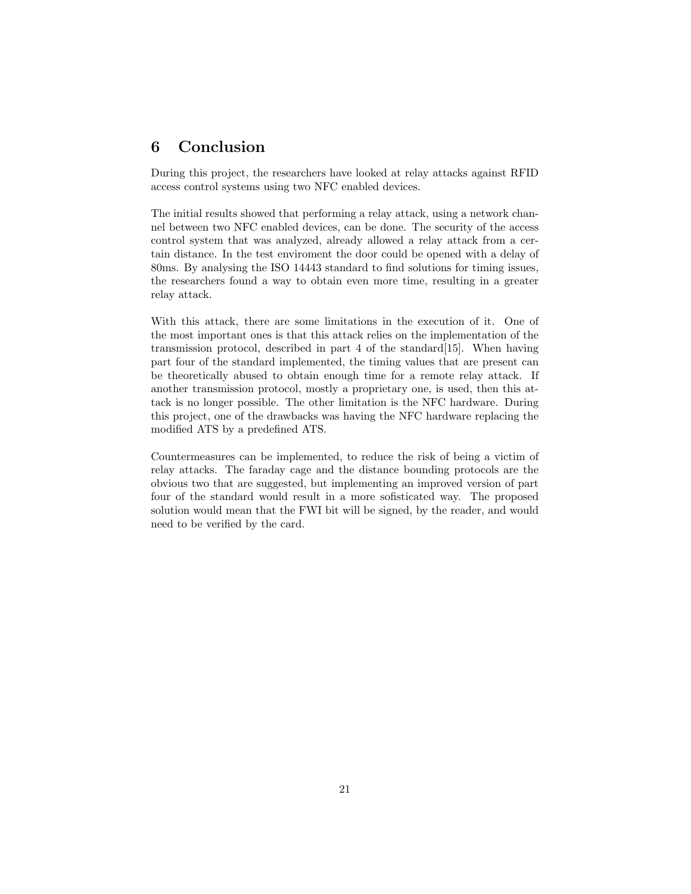# 6 Conclusion

During this project, the researchers have looked at relay attacks against RFID access control systems using two NFC enabled devices.

The initial results showed that performing a relay attack, using a network channel between two NFC enabled devices, can be done. The security of the access control system that was analyzed, already allowed a relay attack from a certain distance. In the test enviroment the door could be opened with a delay of 80ms. By analysing the ISO 14443 standard to find solutions for timing issues, the researchers found a way to obtain even more time, resulting in a greater relay attack.

With this attack, there are some limitations in the execution of it. One of the most important ones is that this attack relies on the implementation of the transmission protocol, described in part 4 of the standard[15]. When having part four of the standard implemented, the timing values that are present can be theoretically abused to obtain enough time for a remote relay attack. If another transmission protocol, mostly a proprietary one, is used, then this attack is no longer possible. The other limitation is the NFC hardware. During this project, one of the drawbacks was having the NFC hardware replacing the modified ATS by a predefined ATS.

Countermeasures can be implemented, to reduce the risk of being a victim of relay attacks. The faraday cage and the distance bounding protocols are the obvious two that are suggested, but implementing an improved version of part four of the standard would result in a more sofisticated way. The proposed solution would mean that the FWI bit will be signed, by the reader, and would need to be verified by the card.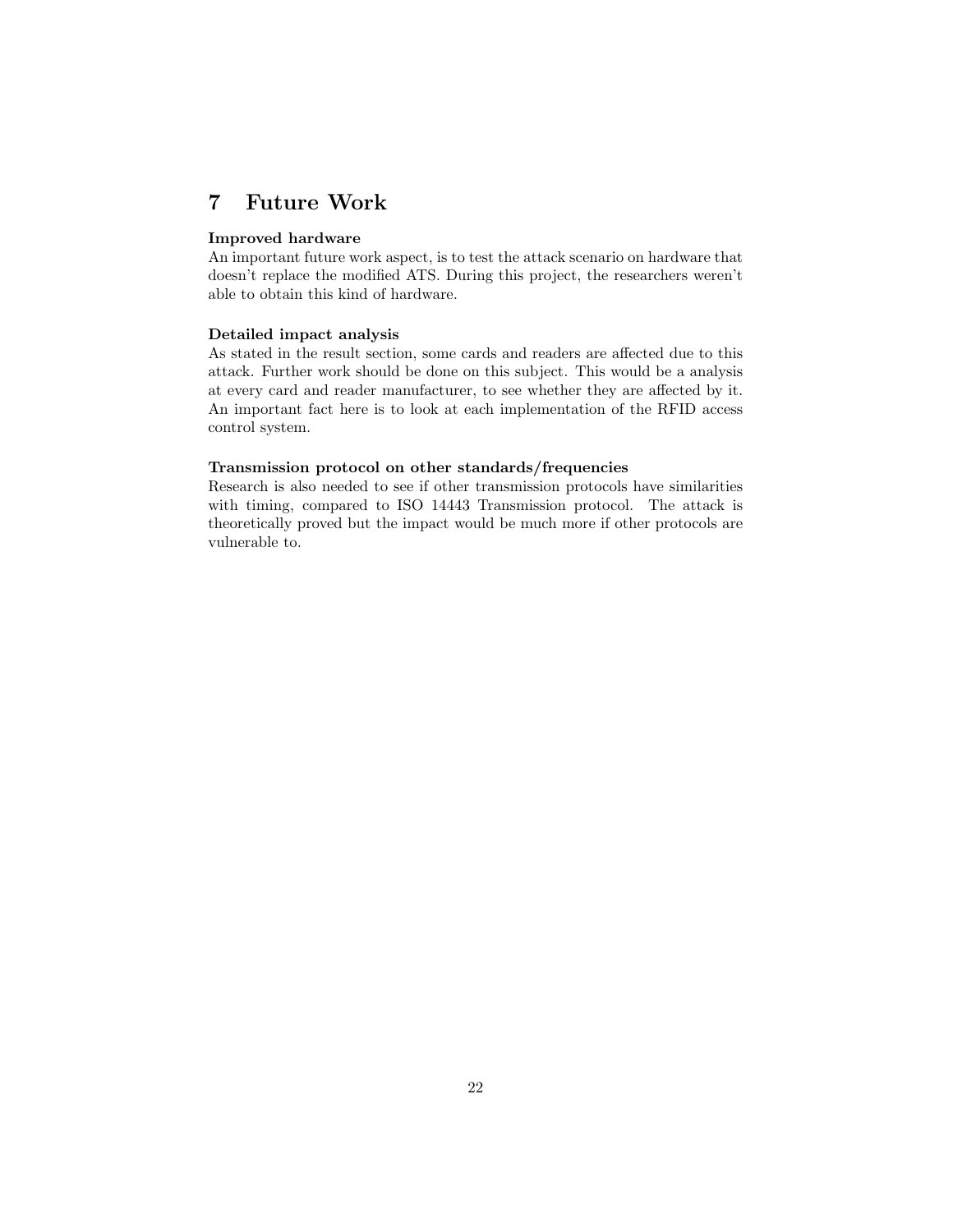# 7 Future Work

**Improved hardware**

An important future work aspect, is to test the attack scenario on hardware that doesn't replace the modified ATS. During this project, the researchers weren't able to obtain this kind of hardware.

**Detailed impact analysis**

As stated in the result section, some cards and readers are affected due to this attack. Further work should be done on this subject. This would be a analysis at every card and reader manufacturer, to see whether they are affected by it. An important fact here is to look at each implementation of the RFID access control system.

**Transmission protocol on other standards/frequencies**

Research is also needed to see if other transmission protocols have similarities with timing, compared to ISO 14443 Transmission protocol. The attack is theoretically proved but the impact would be much more if other protocols are vulnerable to.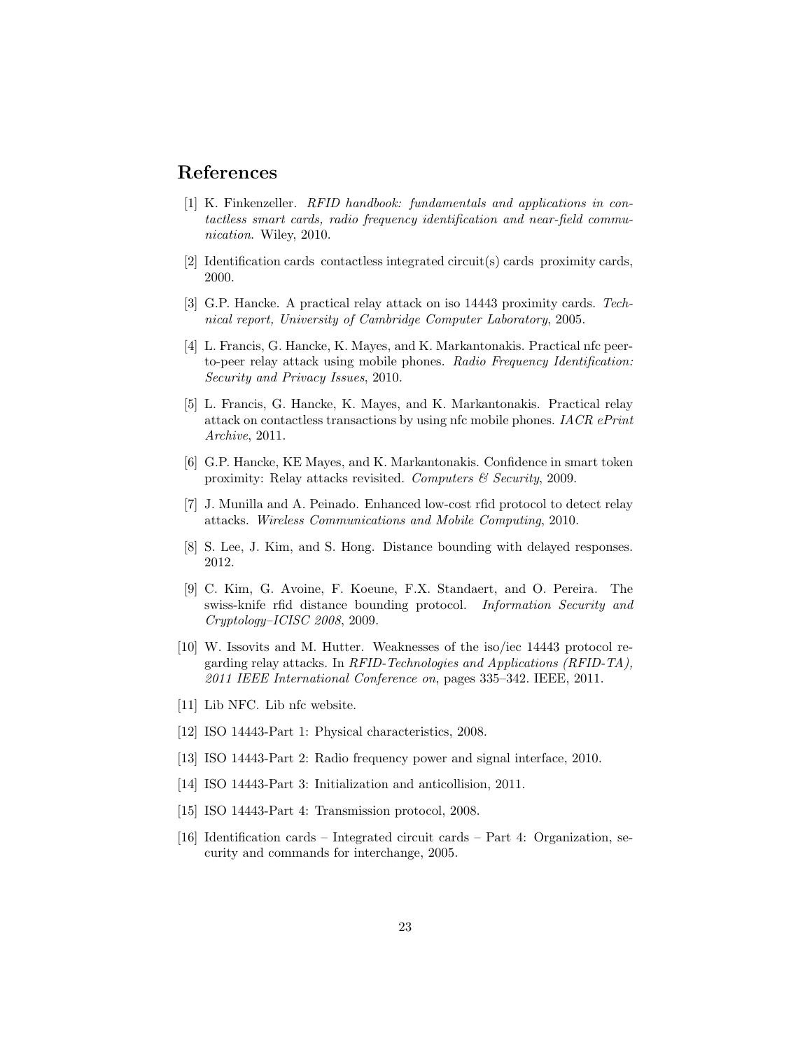## References

[1] K. Finkenzeller. *RFID handbook: fundamentals and applications in contactless smart cards, radio frequency identification and near-field communication*. Wiley, 2010.

[2] Identification cards contactless integrated circuit(s) cards proximity cards, 2000.

[3] G.P. Hancke. A practical relay attack on iso 14443 proximity cards. *Technical report, University of Cambridge Computer Laboratory*, 2005.

[4] L. Francis, G. Hancke, K. Mayes, and K. Markantonakis. Practical nfc peer-to-peer relay attack using mobile phones. *Radio Frequency Identification: Security and Privacy Issues*, 2010.

[5] L. Francis, G. Hancke, K. Mayes, and K. Markantonakis. Practical relay attack on contactless transactions by using nfc mobile phones. *IACR ePrint Archive*, 2011.

[6] G.P. Hancke, KE Mayes, and K. Markantonakis. Confidence in smart token proximity: Relay attacks revisited. *Computers & Security*, 2009.

[7] J. Munilla and A. Peinado. Enhanced low-cost rfid protocol to detect relay attacks. *Wireless Communications and Mobile Computing*, 2010.

[8] S. Lee, J. Kim, and S. Hong. Distance bounding with delayed responses. 2012.

[9] C. Kim, G. Avoine, F. Koeune, F.X. Standaert, and O. Pereira. The swiss-knife rfid distance bounding protocol. *Information Security and Cryptology–ICISC 2008*, 2009.

[10] W. Issovits and M. Hutter. Weaknesses of the iso/iec 14443 protocol regarding relay attacks. In *RFID-Technologies and Applications (RFID-TA), 2011 IEEE International Conference on*, pages 335–342. IEEE, 2011.

[11] Lib NFC. Lib nfc website.

[12] ISO 14443-Part 1: Physical characteristics, 2008.

[13] ISO 14443-Part 2: Radio frequency power and signal interface, 2010.

[14] ISO 14443-Part 3: Initialization and anticollision, 2011.

[15] ISO 14443-Part 4: Transmission protocol, 2008.

[16] Identification cards – Integrated circuit cards – Part 4: Organization, security and commands for interchange, 2005.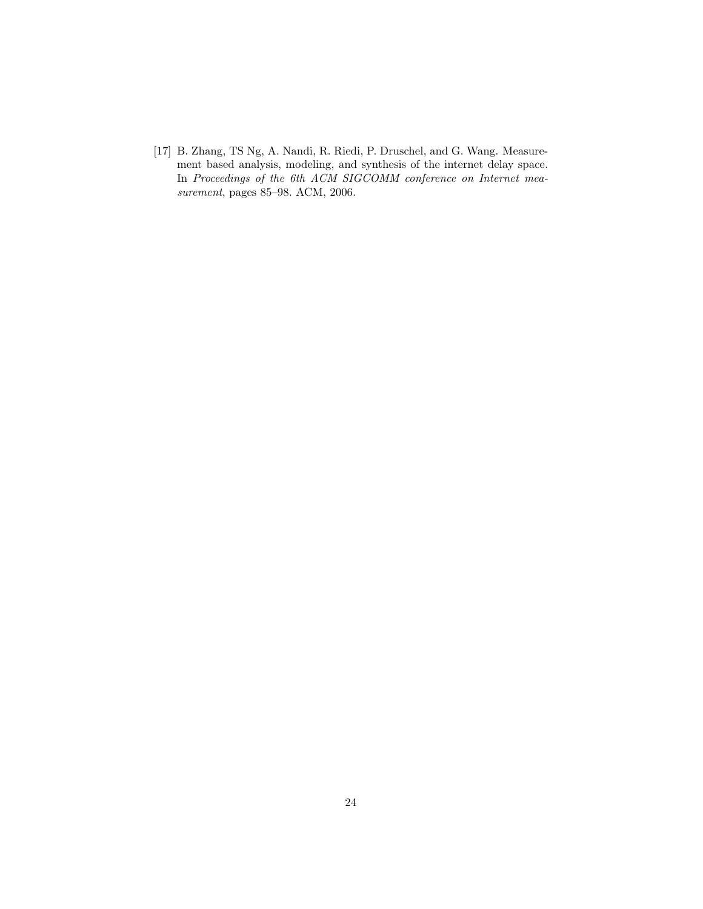[17] B. Zhang, TS Ng, A. Nandi, R. Riedi, P. Druschel, and G. Wang. Measurement based analysis, modeling, and synthesis of the internet delay space. In *Proceedings of the 6th ACM SIGCOMM conference on Internet measurement*, pages 85–98. ACM, 2006.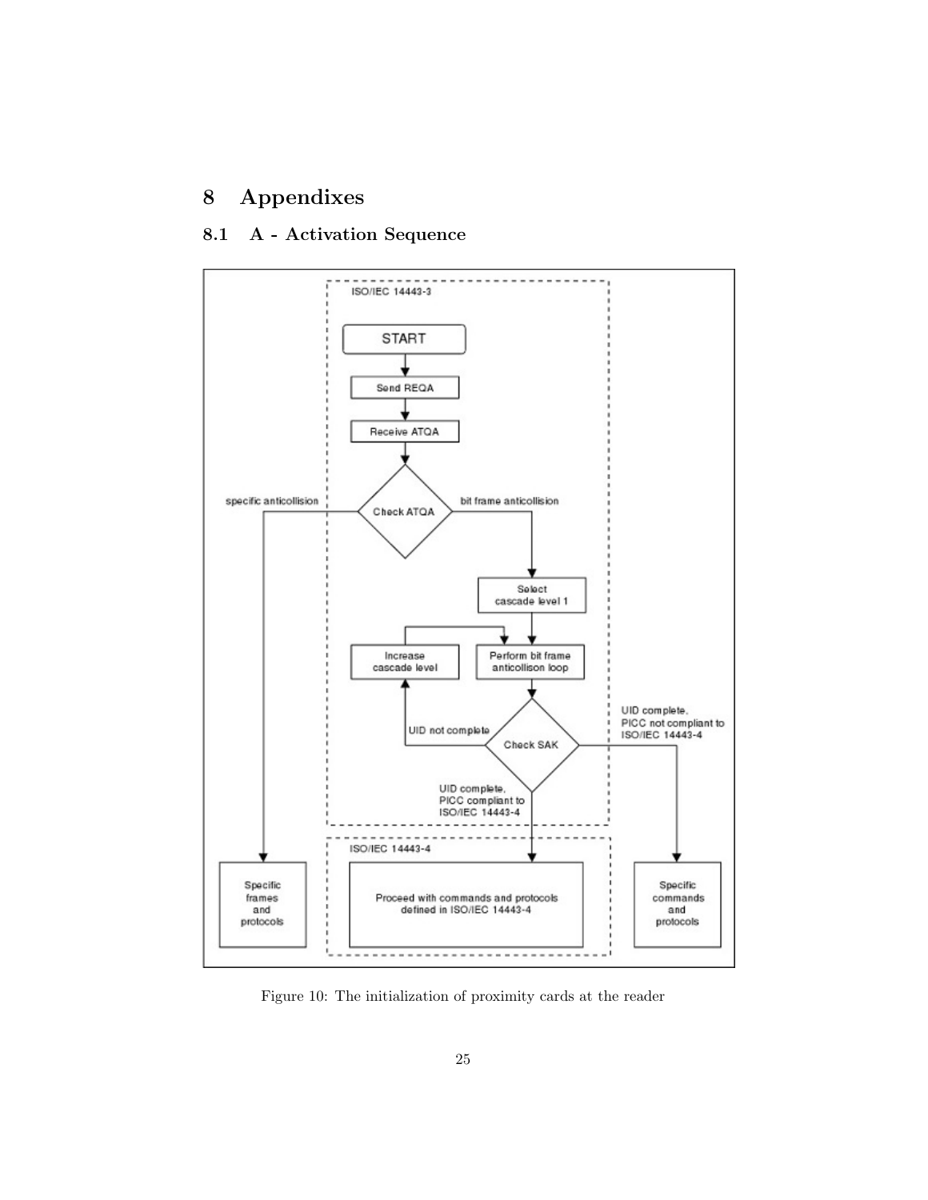# 8 Appendixes

## 8.1 A - Activation Sequence

ISO/IEC 14443-3

START

Send REQA

Receive ATQA

Check ATQA

specific anticollision

bit frame anticollision

Select cascade level 1

Increase cascade level

Perform bit frame anticollison loop

Check SAK

UID not complete

UID complete, PICC not compliant to ISO/IEC 14443-4

UID complete, PICC compliant to ISO/IEC 14443-4

ISO/IEC 14443-4

Specific frames and protocols

Proceed with commands and protocols defined in ISO/IEC 14443-4

Specific commands and protocols

Figure 10: The initialization of proximity cards at the reader